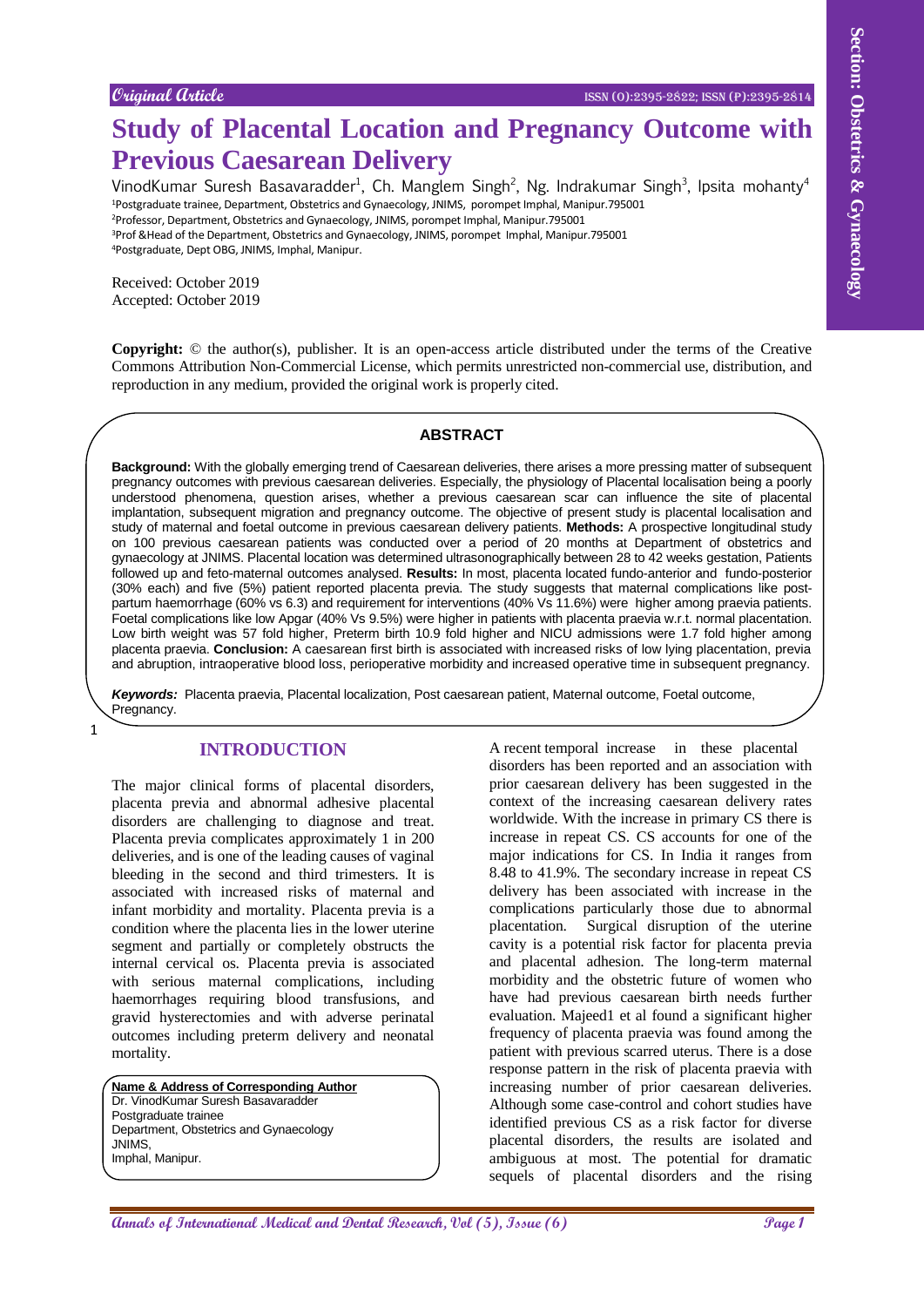Original Article

ISSN (O):2395-2822; ISSN (P):2395-2814

# Study of Placental Location and Pregnancy Outcome with Previous Caesarean Delivery

VinodKumar Suresh Basavaradder[1], Ch. Manglem Singh[2], Ng. Indrakumar Singh[3], Ipsita mohanty[4]

[1]Postgraduate trainee, Department, Obstetrics and Gynaecology, JNIMS, porompet Imphal, Manipur.795001
[2]Professor, Department, Obstetrics and Gynaecology, JNIMS, porompet Imphal, Manipur.795001
[3]Prof &Head of the Department, Obstetrics and Gynaecology, JNIMS, porompet Imphal, Manipur.795001
[4]Postgraduate, Dept OBG, JNIMS, Imphal, Manipur.

Received: October 2019
Accepted: October 2019

**Copyright:** © the author(s), publisher. It is an open-access article distributed under the terms of the Creative Commons Attribution Non-Commercial License, which permits unrestricted non-commercial use, distribution, and reproduction in any medium, provided the original work is properly cited.

## ABSTRACT

**Background:** With the globally emerging trend of Caesarean deliveries, there arises a more pressing matter of subsequent pregnancy outcomes with previous caesarean deliveries. Especially, the physiology of Placental localisation being a poorly understood phenomena, question arises, whether a previous caesarean scar can influence the site of placental implantation, subsequent migration and pregnancy outcome. The objective of present study is placental localisation and study of maternal and foetal outcome in previous caesarean delivery patients. **Methods:** A prospective longitudinal study on 100 previous caesarean patients was conducted over a period of 20 months at Department of obstetrics and gynaecology at JNIMS. Placental location was determined ultrasonographically between 28 to 42 weeks gestation, Patients followed up and feto-maternal outcomes analysed. **Results:** In most, placenta located fundo-anterior and fundo-posterior (30% each) and five (5%) patient reported placenta previa. The study suggests that maternal complications like post-partum haemorrhage (60% vs 6.3) and requirement for interventions (40% Vs 11.6%) were higher among praevia patients. Foetal complications like low Apgar (40% Vs 9.5%) were higher in patients with placenta praevia w.r.t. normal placentation. Low birth weight was 57 fold higher, Preterm birth 10.9 fold higher and NICU admissions were 1.7 fold higher among placenta praevia. **Conclusion:** A caesarean first birth is associated with increased risks of low lying placentation, previa and abruption, intraoperative blood loss, perioperative morbidity and increased operative time in subsequent pregnancy.

***Keywords:*** Placenta praevia, Placental localization, Post caesarean patient, Maternal outcome, Foetal outcome, Pregnancy.

## INTRODUCTION

The major clinical forms of placental disorders, placenta previa and abnormal adhesive placental disorders are challenging to diagnose and treat. Placenta previa complicates approximately 1 in 200 deliveries, and is one of the leading causes of vaginal bleeding in the second and third trimesters. It is associated with increased risks of maternal and infant morbidity and mortality. Placenta previa is a condition where the placenta lies in the lower uterine segment and partially or completely obstructs the internal cervical os. Placenta previa is associated with serious maternal complications, including haemorrhages requiring blood transfusions, and gravid hysterectomies and with adverse perinatal outcomes including preterm delivery and neonatal mortality.

A recent temporal increase in these placental disorders has been reported and an association with prior caesarean delivery has been suggested in the context of the increasing caesarean delivery rates worldwide. With the increase in primary CS there is increase in repeat CS. CS accounts for one of the major indications for CS. In India it ranges from 8.48 to 41.9%. The secondary increase in repeat CS delivery has been associated with increase in the complications particularly those due to abnormal placentation. Surgical disruption of the uterine cavity is a potential risk factor for placenta previa and placental adhesion. The long-term maternal morbidity and the obstetric future of women who have had previous caesarean birth needs further evaluation. Majeed1 et al found a significant higher frequency of placenta praevia was found among the patient with previous scarred uterus. There is a dose response pattern in the risk of placenta praevia with increasing number of prior caesarean deliveries. Although some case-control and cohort studies have identified previous CS as a risk factor for diverse placental disorders, the results are isolated and ambiguous at most. The potential for dramatic sequels of placental disorders and the rising

**Name & Address of Corresponding Author**
Dr. VinodKumar Suresh Basavaradder
Postgraduate trainee
Department, Obstetrics and Gynaecology
JNIMS,
Imphal, Manipur.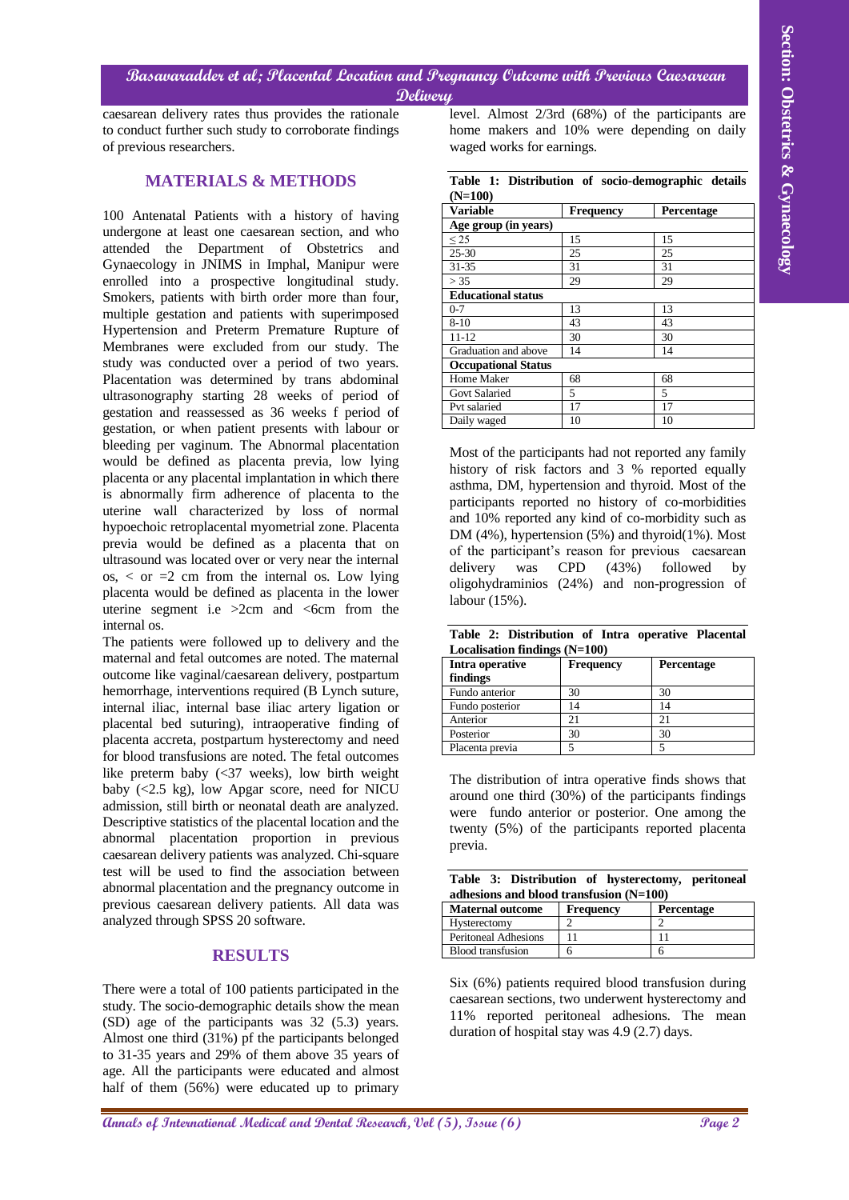caesarean delivery rates thus provides the rationale to conduct further such study to corroborate findings of previous researchers.

## MATERIALS & METHODS

100 Antenatal Patients with a history of having undergone at least one caesarean section, and who attended the Department of Obstetrics and Gynaecology in JNIMS in Imphal, Manipur were enrolled into a prospective longitudinal study. Smokers, patients with birth order more than four, multiple gestation and patients with superimposed Hypertension and Preterm Premature Rupture of Membranes were excluded from our study. The study was conducted over a period of two years. Placentation was determined by trans abdominal ultrasonography starting 28 weeks of period of gestation and reassessed as 36 weeks f period of gestation, or when patient presents with labour or bleeding per vaginum. The Abnormal placentation would be defined as placenta previa, low lying placenta or any placental implantation in which there is abnormally firm adherence of placenta to the uterine wall characterized by loss of normal hypoechoic retroplacental myometrial zone. Placenta previa would be defined as a placenta that on ultrasound was located over or very near the internal os, < or =2 cm from the internal os. Low lying placenta would be defined as placenta in the lower uterine segment i.e >2cm and <6cm from the internal os.

The patients were followed up to delivery and the maternal and fetal outcomes are noted. The maternal outcome like vaginal/caesarean delivery, postpartum hemorrhage, interventions required (B Lynch suture, internal iliac, internal base iliac artery ligation or placental bed suturing), intraoperative finding of placenta accreta, postpartum hysterectomy and need for blood transfusions are noted. The fetal outcomes like preterm baby (<37 weeks), low birth weight baby (<2.5 kg), low Apgar score, need for NICU admission, still birth or neonatal death are analyzed. Descriptive statistics of the placental location and the abnormal placentation proportion in previous caesarean delivery patients was analyzed. Chi-square test will be used to find the association between abnormal placentation and the pregnancy outcome in previous caesarean delivery patients. All data was analyzed through SPSS 20 software.

## RESULTS

There were a total of 100 patients participated in the study. The socio-demographic details show the mean (SD) age of the participants was 32 (5.3) years. Almost one third (31%) pf the participants belonged to 31-35 years and 29% of them above 35 years of age. All the participants were educated and almost half of them (56%) were educated up to primary level. Almost 2/3rd (68%) of the participants are home makers and 10% were depending on daily waged works for earnings.

**Table 1: Distribution of socio-demographic details (N=100)**

| Variable | Frequency | Percentage |
|---|---|---|
| **Age group (in years)** | | |
| ≤ 25 | 15 | 15 |
| 25-30 | 25 | 25 |
| 31-35 | 31 | 31 |
| > 35 | 29 | 29 |
| **Educational status** | | |
| 0-7 | 13 | 13 |
| 8-10 | 43 | 43 |
| 11-12 | 30 | 30 |
| Graduation and above | 14 | 14 |
| **Occupational Status** | | |
| Home Maker | 68 | 68 |
| Govt Salaried | 5 | 5 |
| Pvt salaried | 17 | 17 |
| Daily waged | 10 | 10 |

Most of the participants had not reported any family history of risk factors and 3 % reported equally asthma, DM, hypertension and thyroid. Most of the participants reported no history of co-morbidities and 10% reported any kind of co-morbidity such as DM (4%), hypertension (5%) and thyroid(1%). Most of the participant's reason for previous caesarean delivery was CPD (43%) followed by oligohydraminios (24%) and non-progression of labour (15%).

**Table 2: Distribution of Intra operative Placental Localisation findings (N=100)**

| Intra operative findings | Frequency | Percentage |
|---|---|---|
| Fundo anterior | 30 | 30 |
| Fundo posterior | 14 | 14 |
| Anterior | 21 | 21 |
| Posterior | 30 | 30 |
| Placenta previa | 5 | 5 |

The distribution of intra operative finds shows that around one third (30%) of the participants findings were fundo anterior or posterior. One among the twenty (5%) of the participants reported placenta previa.

**Table 3: Distribution of hysterectomy, peritoneal adhesions and blood transfusion (N=100)**

| Maternal outcome | Frequency | Percentage |
|---|---|---|
| Hysterectomy | 2 | 2 |
| Peritoneal Adhesions | 11 | 11 |
| Blood transfusion | 6 | 6 |

Six (6%) patients required blood transfusion during caesarean sections, two underwent hysterectomy and 11% reported peritoneal adhesions. The mean duration of hospital stay was 4.9 (2.7) days.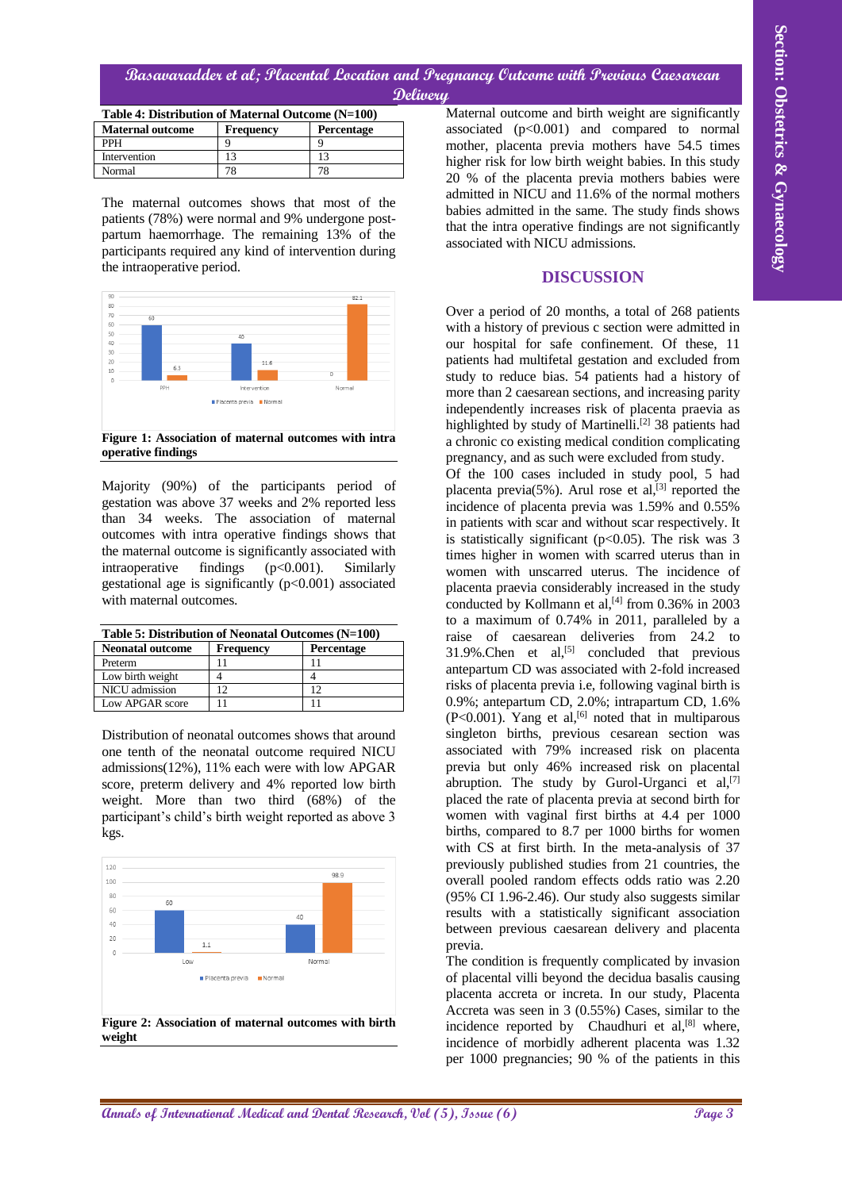**Table 4: Distribution of Maternal Outcome (N=100)**

| Maternal outcome | Frequency | Percentage |
|---|---|---|
| PPH | 9 | 9 |
| Intervention | 13 | 13 |
| Normal | 78 | 78 |

The maternal outcomes shows that most of the patients (78%) were normal and 9% undergone post-partum haemorrhage. The remaining 13% of the participants required any kind of intervention during the intraoperative period.

**Figure 1: Association of maternal outcomes with intra operative findings**

Majority (90%) of the participants period of gestation was above 37 weeks and 2% reported less than 34 weeks. The association of maternal outcomes with intra operative findings shows that the maternal outcome is significantly associated with intraoperative findings ($p<0.001$). Similarly gestational age is significantly ($p<0.001$) associated with maternal outcomes.

**Table 5: Distribution of Neonatal Outcomes (N=100)**

| Neonatal outcome | Frequency | Percentage |
|---|---|---|
| Preterm | 11 | 11 |
| Low birth weight | 4 | 4 |
| NICU admission | 12 | 12 |
| Low APGAR score | 11 | 11 |

Distribution of neonatal outcomes shows that around one tenth of the neonatal outcome required NICU admissions(12%), 11% each were with low APGAR score, preterm delivery and 4% reported low birth weight. More than two third (68%) of the participant's child's birth weight reported as above 3 kgs.

**Figure 2: Association of maternal outcomes with birth weight**

Maternal outcome and birth weight are significantly associated ($p<0.001$) and compared to normal mother, placenta previa mothers have 54.5 times higher risk for low birth weight babies. In this study 20 % of the placenta previa mothers babies were admitted in NICU and 11.6% of the normal mothers babies admitted in the same. The study finds shows that the intra operative findings are not significantly associated with NICU admissions.

## DISCUSSION

Over a period of 20 months, a total of 268 patients with a history of previous c section were admitted in our hospital for safe confinement. Of these, 11 patients had multifetal gestation and excluded from study to reduce bias. 54 patients had a history of more than 2 caesarean sections, and increasing parity independently increases risk of placenta praevia as highlighted by study of Martinelli.[2] 38 patients had a chronic co existing medical condition complicating pregnancy, and as such were excluded from study.

Of the 100 cases included in study pool, 5 had placenta previa(5%). Arul rose et al,[3] reported the incidence of placenta previa was 1.59% and 0.55% in patients with scar and without scar respectively. It is statistically significant ($p<0.05$). The risk was 3 times higher in women with scarred uterus than in women with unscarred uterus. The incidence of placenta praevia considerably increased in the study conducted by Kollmann et al,[4] from 0.36% in 2003 to a maximum of 0.74% in 2011, paralleled by a raise of caesarean deliveries from 24.2 to 31.9%.Chen et al,[5] concluded that previous antepartum CD was associated with 2-fold increased risks of placenta previa i.e, following vaginal birth is 0.9%; antepartum CD, 2.0%; intrapartum CD, 1.6% ($P<0.001$). Yang et al,[6] noted that in multiparous singleton births, previous cesarean section was associated with 79% increased risk on placenta previa but only 46% increased risk on placental abruption. The study by Gurol-Urganci et al,[7] placed the rate of placenta previa at second birth for women with vaginal first births at 4.4 per 1000 births, compared to 8.7 per 1000 births for women with CS at first birth. In the meta-analysis of 37 previously published studies from 21 countries, the overall pooled random effects odds ratio was 2.20 (95% CI 1.96-2.46). Our study also suggests similar results with a statistically significant association between previous caesarean delivery and placenta previa.

The condition is frequently complicated by invasion of placental villi beyond the decidua basalis causing placenta accreta or increta. In our study, Placenta Accreta was seen in 3 (0.55%) Cases, similar to the incidence reported by Chaudhuri et al,[8] where, incidence of morbidly adherent placenta was 1.32 per 1000 pregnancies; 90 % of the patients in this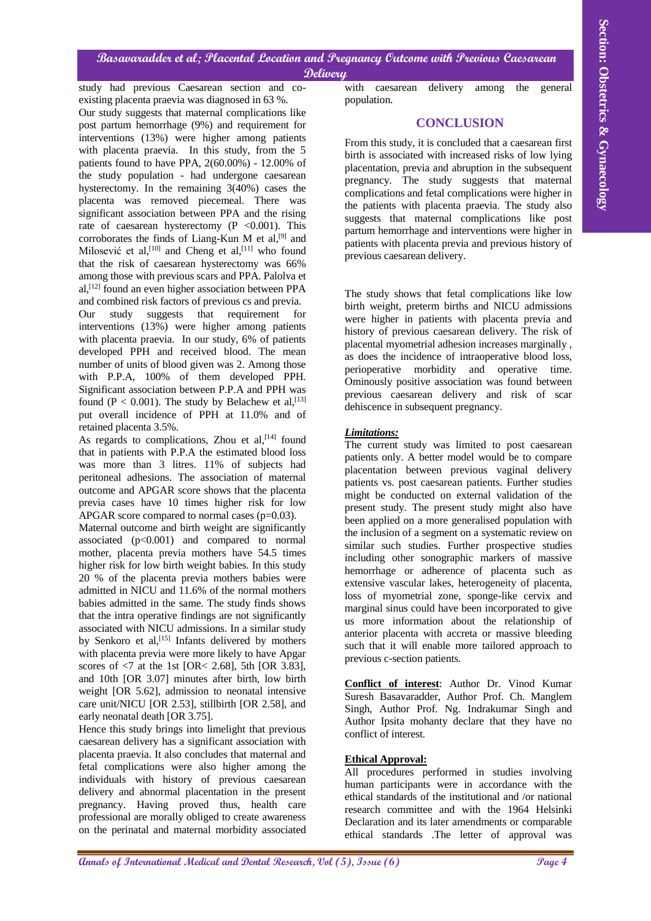study had previous Caesarean section and co-existing placenta praevia was diagnosed in 63 %.

Our study suggests that maternal complications like post partum hemorrhage (9%) and requirement for interventions (13%) were higher among patients with placenta praevia. In this study, from the 5 patients found to have PPA, 2(60.00%) - 12.00% of the study population - had undergone caesarean hysterectomy. In the remaining 3(40%) cases the placenta was removed piecemeal. There was significant association between PPA and the rising rate of caesarean hysterectomy ($P < 0.001$). This corroborates the finds of Liang-Kun M et al,[9] and Milosević et al,[10] and Cheng et al,[11] who found that the risk of caesarean hysterectomy was 66% among those with previous scars and PPA. Palolva et al,[12] found an even higher association between PPA and combined risk factors of previous cs and previa.

Our study suggests that requirement for interventions (13%) were higher among patients with placenta praevia. In our study, 6% of patients developed PPH and received blood. The mean number of units of blood given was 2. Among those with P.P.A, 100% of them developed PPH. Significant association between P.P.A and PPH was found ($P < 0.001$). The study by Belachew et al,[13] put overall incidence of PPH at 11.0% and of retained placenta 3.5%.

As regards to complications, Zhou et al,[14] found that in patients with P.P.A the estimated blood loss was more than 3 litres. 11% of subjects had peritoneal adhesions. The association of maternal outcome and APGAR score shows that the placenta previa cases have 10 times higher risk for low APGAR score compared to normal cases ($p=0.03$).

Maternal outcome and birth weight are significantly associated ($p<0.001$) and compared to normal mother, placenta previa mothers have 54.5 times higher risk for low birth weight babies. In this study 20 % of the placenta previa mothers babies were admitted in NICU and 11.6% of the normal mothers babies admitted in the same. The study finds shows that the intra operative findings are not significantly associated with NICU admissions. In a similar study by Senkoro et al,[15] Infants delivered by mothers with placenta previa were more likely to have Apgar scores of <7 at the 1st [OR< 2.68], 5th [OR 3.83], and 10th [OR 3.07] minutes after birth, low birth weight [OR 5.62], admission to neonatal intensive care unit/NICU [OR 2.53], stillbirth [OR 2.58], and early neonatal death [OR 3.75].

Hence this study brings into limelight that previous caesarean delivery has a significant association with placenta praevia. It also concludes that maternal and fetal complications were also higher among the individuals with history of previous caesarean delivery and abnormal placentation in the present pregnancy. Having proved thus, health care professional are morally obliged to create awareness on the perinatal and maternal morbidity associated with caesarean delivery among the general population.

## CONCLUSION

From this study, it is concluded that a caesarean first birth is associated with increased risks of low lying placentation, previa and abruption in the subsequent pregnancy. The study suggests that maternal complications and fetal complications were higher in the patients with placenta praevia. The study also suggests that maternal complications like post partum hemorrhage and interventions were higher in patients with placenta previa and previous history of previous caesarean delivery.

The study shows that fetal complications like low birth weight, preterm births and NICU admissions were higher in patients with placenta previa and history of previous caesarean delivery. The risk of placental myometrial adhesion increases marginally , as does the incidence of intraoperative blood loss, perioperative morbidity and operative time. Ominously positive association was found between previous caesarean delivery and risk of scar dehiscence in subsequent pregnancy.

***Limitations:***

The current study was limited to post caesarean patients only. A better model would be to compare placentation between previous vaginal delivery patients vs. post caesarean patients. Further studies might be conducted on external validation of the present study. The present study might also have been applied on a more generalised population with the inclusion of a segment on a systematic review on similar such studies. Further prospective studies including other sonographic markers of massive hemorrhage or adherence of placenta such as extensive vascular lakes, heterogeneity of placenta, loss of myometrial zone, sponge-like cervix and marginal sinus could have been incorporated to give us more information about the relationship of anterior placenta with accreta or massive bleeding such that it will enable more tailored approach to previous c-section patients.

**Conflict of interest**: Author Dr. Vinod Kumar Suresh Basavaradder, Author Prof. Ch. Manglem Singh, Author Prof. Ng. Indrakumar Singh and Author Ipsita mohanty declare that they have no conflict of interest.

**Ethical Approval:**

All procedures performed in studies involving human participants were in accordance with the ethical standards of the institutional and /or national research committee and with the 1964 Helsinki Declaration and its later amendments or comparable ethical standards .The letter of approval was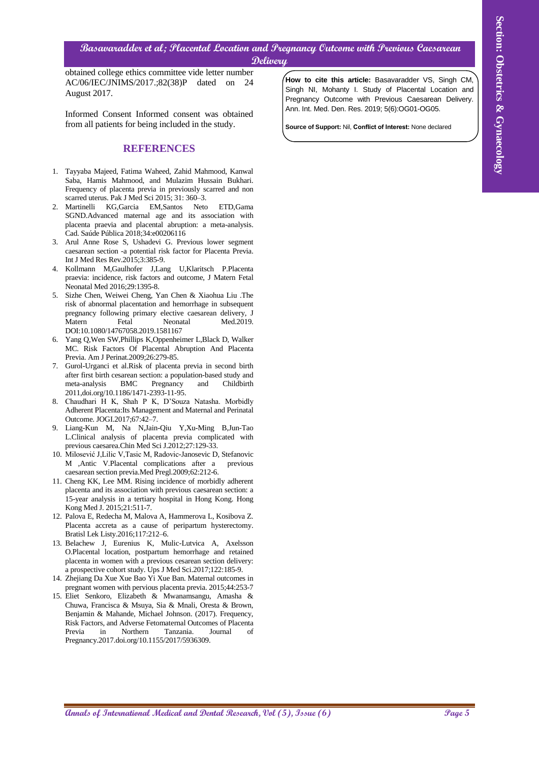obtained college ethics committee vide letter number AC/06/IEC/JNIMS/2017.;82(38)P dated on 24 August 2017.

Informed Consent Informed consent was obtained from all patients for being included in the study.

## REFERENCES

1. Tayyaba Majeed, Fatima Waheed, Zahid Mahmood, Kanwal Saba, Hamis Mahmood, and Mulazim Hussain Bukhari. Frequency of placenta previa in previously scarred and non scarred uterus. Pak J Med Sci 2015; 31: 360–3.
2. Martinelli KG,Garcia EM,Santos Neto ETD,Gama SGND.Advanced maternal age and its association with placenta praevia and placental abruption: a meta-analysis. Cad. Saúde Pública 2018;34:e00206116
3. Arul Anne Rose S, Ushadevi G. Previous lower segment caesarean section -a potential risk factor for Placenta Previa. Int J Med Res Rev.2015;3:385-9.
4. Kollmann M,Gaulhofer J,Lang U,Klaritsch P.Placenta praevia: incidence, risk factors and outcome, J Matern Fetal Neonatal Med 2016;29:1395-8.
5. Sizhe Chen, Weiwei Cheng, Yan Chen & Xiaohua Liu .The risk of abnormal placentation and hemorrhage in subsequent pregnancy following primary elective caesarean delivery, J Matern Fetal Neonatal Med.2019. DOI:10.1080/14767058.2019.1581167
6. Yang Q,Wen SW,Phillips K,Oppenheimer L,Black D, Walker MC. Risk Factors Of Placental Abruption And Placenta Previa. Am J Perinat.2009;26:279-85.
7. Gurol-Urganci et al.Risk of placenta previa in second birth after first birth cesarean section: a population-based study and meta-analysis BMC Pregnancy and Childbirth 2011,doi.org/10.1186/1471-2393-11-95.
8. Chaudhari H K, Shah P K, D'Souza Natasha. Morbidly Adherent Placenta:Its Management and Maternal and Perinatal Outcome. JOGI.2017;67:42–7.
9. Liang-Kun M, Na N,Jain-Qiu Y,Xu-Ming B,Jun-Tao L.Clinical analysis of placenta previa complicated with previous caesarea.Chin Med Sci J.2012;27:129-33.
10. Milosević J,Lilic V,Tasic M, Radovic-Janosevic D, Stefanovic M ,Antic V.Placental complications after a previous caesarean section previa.Med Pregl.2009;62:212-6.
11. Cheng KK, Lee MM. Rising incidence of morbidly adherent placenta and its association with previous caesarean section: a 15-year analysis in a tertiary hospital in Hong Kong. Hong Kong Med J. 2015;21:511-7.
12. Palova E, Redecha M, Malova A, Hammerova L, Kosibova Z. Placenta accreta as a cause of peripartum hysterectomy. Bratisl Lek Listy.2016;117:212–6.
13. Belachew J, Eurenius K, Mulic-Lutvica A, Axelsson O.Placental location, postpartum hemorrhage and retained placenta in women with a previous cesarean section delivery: a prospective cohort study. Ups J Med Sci.2017;122:185-9.
14. Zhejiang Da Xue Xue Bao Yi Xue Ban. Maternal outcomes in pregnant women with pervious placenta previa. 2015;44:253-7
15. Eliet Senkoro, Elizabeth & Mwanamsangu, Amasha & Chuwa, Francisca & Msuya, Sia & Mnali, Oresta & Brown, Benjamin & Mahande, Michael Johnson. (2017). Frequency, Risk Factors, and Adverse Fetomaternal Outcomes of Placenta Previa in Northern Tanzania. Journal of Pregnancy.2017.doi.org/10.1155/2017/5936309.

**How to cite this article:** Basavaradder VS, Singh CM, Singh NI, Mohanty I. Study of Placental Location and Pregnancy Outcome with Previous Caesarean Delivery. Ann. Int. Med. Den. Res. 2019; 5(6):OG01-OG05.

**Source of Support:** Nil, **Conflict of Interest:** None declared